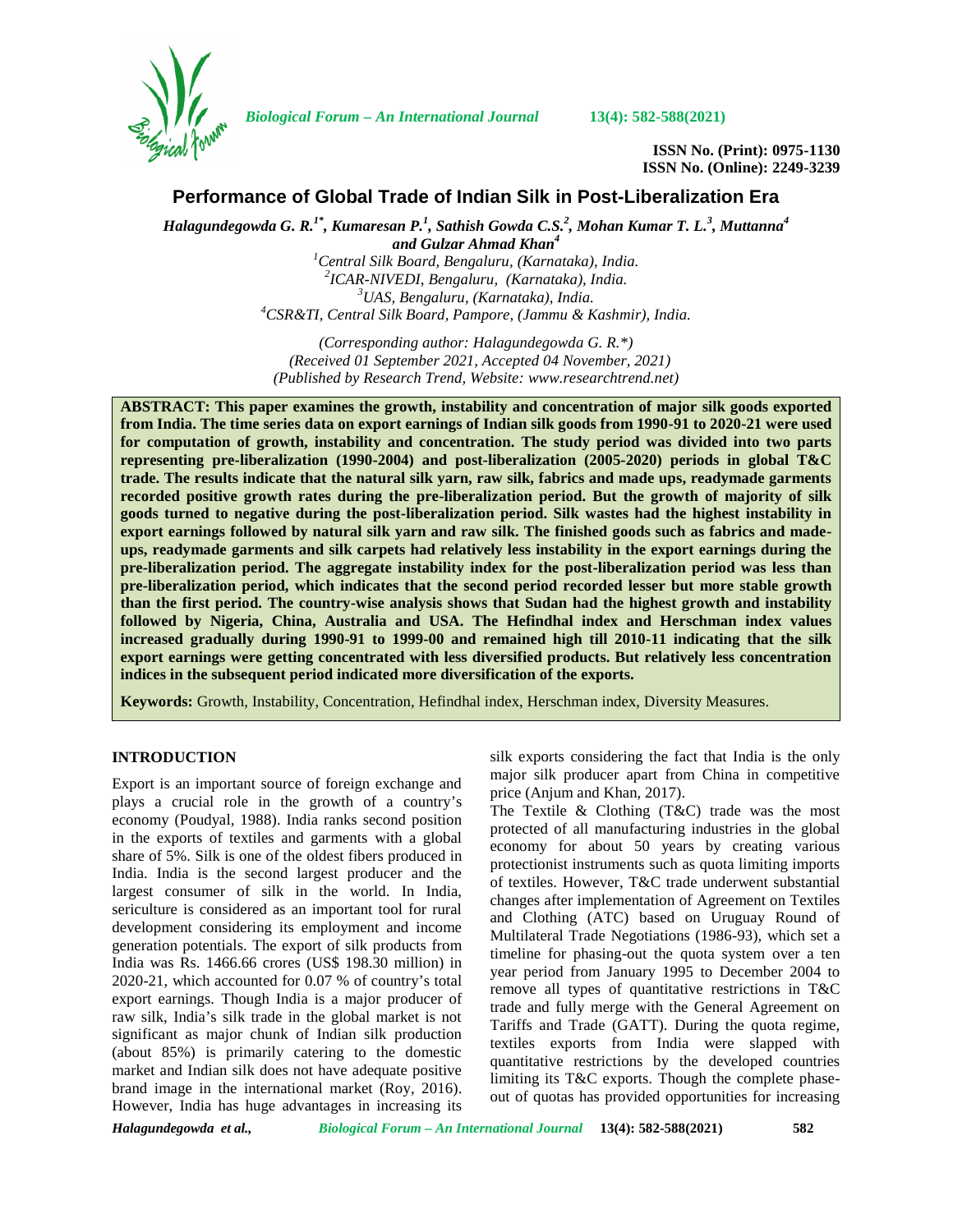ISSN No. (Print): 0975-1130
ISSN No. (Online): 2249-3239

# Performance of Global Trade of Indian Silk in Post-Liberalization Era

*Halagundegowda G. R.[1*], Kumaresan P.[1], Sathish Gowda C.S.[2], Mohan Kumar T. L.[3], Muttanna[4] and Gulzar Ahmad Khan[4]*

[1]*Central Silk Board, Bengaluru, (Karnataka), India.*
[2]*ICAR-NIVEDI, Bengaluru, (Karnataka), India.*
[3]*UAS, Bengaluru, (Karnataka), India.*
[4]*CSR&TI, Central Silk Board, Pampore, (Jammu & Kashmir), India.*

*(Corresponding author: Halagundegowda G. R.\*)*
*(Received 01 September 2021, Accepted 04 November, 2021)*
*(Published by Research Trend, Website: www.researchtrend.net)*

**ABSTRACT: This paper examines the growth, instability and concentration of major silk goods exported from India. The time series data on export earnings of Indian silk goods from 1990-91 to 2020-21 were used for computation of growth, instability and concentration. The study period was divided into two parts representing pre-liberalization (1990-2004) and post-liberalization (2005-2020) periods in global T&C trade. The results indicate that the natural silk yarn, raw silk, fabrics and made ups, readymade garments recorded positive growth rates during the pre-liberalization period. But the growth of majority of silk goods turned to negative during the post-liberalization period. Silk wastes had the highest instability in export earnings followed by natural silk yarn and raw silk. The finished goods such as fabrics and made-ups, readymade garments and silk carpets had relatively less instability in the export earnings during the pre-liberalization period. The aggregate instability index for the post-liberalization period was less than pre-liberalization period, which indicates that the second period recorded lesser but more stable growth than the first period. The country-wise analysis shows that Sudan had the highest growth and instability followed by Nigeria, China, Australia and USA. The Hefindhal index and Herschman index values increased gradually during 1990-91 to 1999-00 and remained high till 2010-11 indicating that the silk export earnings were getting concentrated with less diversified products. But relatively less concentration indices in the subsequent period indicated more diversification of the exports.**

**Keywords:** Growth, Instability, Concentration, Hefindhal index, Herschman index, Diversity Measures.

## INTRODUCTION

Export is an important source of foreign exchange and plays a crucial role in the growth of a country's economy (Poudyal, 1988). India ranks second position in the exports of textiles and garments with a global share of 5%. Silk is one of the oldest fibers produced in India. India is the second largest producer and the largest consumer of silk in the world. In India, sericulture is considered as an important tool for rural development considering its employment and income generation potentials. The export of silk products from India was Rs. 1466.66 crores (US$ 198.30 million) in 2020-21, which accounted for 0.07 % of country's total export earnings. Though India is a major producer of raw silk, India's silk trade in the global market is not significant as major chunk of Indian silk production (about 85%) is primarily catering to the domestic market and Indian silk does not have adequate positive brand image in the international market (Roy, 2016). However, India has huge advantages in increasing its silk exports considering the fact that India is the only major silk producer apart from China in competitive price (Anjum and Khan, 2017).

The Textile & Clothing (T&C) trade was the most protected of all manufacturing industries in the global economy for about 50 years by creating various protectionist instruments such as quota limiting imports of textiles. However, T&C trade underwent substantial changes after implementation of Agreement on Textiles and Clothing (ATC) based on Uruguay Round of Multilateral Trade Negotiations (1986-93), which set a timeline for phasing-out the quota system over a ten year period from January 1995 to December 2004 to remove all types of quantitative restrictions in T&C trade and fully merge with the General Agreement on Tariffs and Trade (GATT). During the quota regime, textiles exports from India were slapped with quantitative restrictions by the developed countries limiting its T&C exports. Though the complete phase-out of quotas has provided opportunities for increasing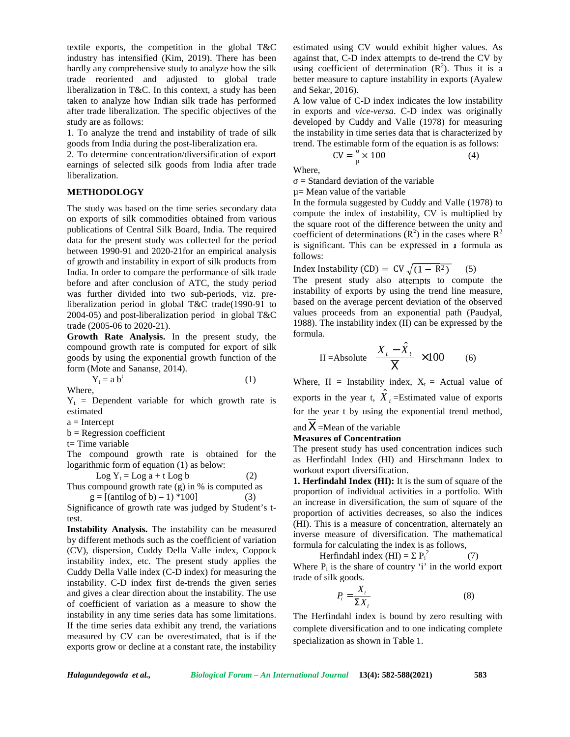textile exports, the competition in the global T&C industry has intensified (Kim, 2019). There has been hardly any comprehensive study to analyze how the silk trade reoriented and adjusted to global trade liberalization in T&C. In this context, a study has been taken to analyze how Indian silk trade has performed after trade liberalization. The specific objectives of the study are as follows:

1. To analyze the trend and instability of trade of silk goods from India during the post-liberalization era.
2. To determine concentration/diversification of export earnings of selected silk goods from India after trade liberalization.

## METHODOLOGY

The study was based on the time series secondary data on exports of silk commodities obtained from various publications of Central Silk Board, India. The required data for the present study was collected for the period between 1990-91 and 2020-21for an empirical analysis of growth and instability in export of silk products from India. In order to compare the performance of silk trade before and after conclusion of ATC, the study period was further divided into two sub-periods, viz. pre-liberalization period in global T&C trade(1990-91 to 2004-05) and post-liberalization period in global T&C trade (2005-06 to 2020-21).

**Growth Rate Analysis.** In the present study, the compound growth rate is computed for export of silk goods by using the exponential growth function of the form (Mote and Sananse, 2014).

$$Y_t = a\, b^t \qquad (1)$$

Where,

$Y_t$ = Dependent variable for which growth rate is estimated

a = Intercept

b = Regression coefficient

t= Time variable

The compound growth rate is obtained for the logarithmic form of equation (1) as below:

$$\text{Log } Y_t = \text{Log } a + t \text{ Log } b \qquad (2)$$

Thus compound growth rate (g) in % is computed as

$$g = [(\text{antilog of b}) - 1) * 100] \qquad (3)$$

Significance of growth rate was judged by Student's t-test.

**Instability Analysis.** The instability can be measured by different methods such as the coefficient of variation (CV), dispersion, Cuddy Della Valle index, Coppock instability index, etc. The present study applies the Cuddy Della Valle index (C-D index) for measuring the instability. C-D index first de-trends the given series and gives a clear direction about the instability. The use of coefficient of variation as a measure to show the instability in any time series data has some limitations. If the time series data exhibit any trend, the variations measured by CV can be overestimated, that is if the exports grow or decline at a constant rate, the instability estimated using CV would exhibit higher values. As against that, C-D index attempts to de-trend the CV by using coefficient of determination ($R^2$). Thus it is a better measure to capture instability in exports (Ayalew and Sekar, 2016).

A low value of C-D index indicates the low instability in exports and *vice-versa*. C-D index was originally developed by Cuddy and Valle (1978) for measuring the instability in time series data that is characterized by trend. The estimable form of the equation is as follows:

$$CV = \frac{\sigma}{\mu} \times 100 \qquad (4)$$

Where,

σ = Standard deviation of the variable

μ= Mean value of the variable

In the formula suggested by Cuddy and Valle (1978) to compute the index of instability, CV is multiplied by the square root of the difference between the unity and coefficient of determinations ($R^2$) in the cases where $R^2$ is significant. This can be expressed in a formula as follows:

$$\text{Index Instability (CD)} = CV\sqrt{(1 - R^2)} \qquad (5)$$

The present study also attempts to compute the instability of exports by using the trend line measure, based on the average percent deviation of the observed values proceeds from an exponential path (Paudyal, 1988). The instability index (II) can be expressed by the formula.

$$\text{II} = \text{Absolute } \frac{X_t - \hat{X}_t}{\overline{X}} \times 100 \qquad (6)$$

Where, II = Instability index, $X_t$ = Actual value of exports in the year t, $\hat{X}_t$ =Estimated value of exports for the year t by using the exponential trend method, and $\overline{X}$ =Mean of the variable

**Measures of Concentration**

The present study has used concentration indices such as Herfindahl Index (HI) and Hirschmann Index to workout export diversification.

**1. Herfindahl Index (HI):** It is the sum of square of the proportion of individual activities in a portfolio. With an increase in diversification, the sum of square of the proportion of activities decreases, so also the indices (HI). This is a measure of concentration, alternately an inverse measure of diversification. The mathematical formula for calculating the index is as follows,

$$\text{Herfindahl index (HI)} = \Sigma\, P_i^2 \qquad (7)$$

Where $P_i$ is the share of country 'i' in the world export trade of silk goods.

$$P_i = \frac{X_i}{\Sigma X_i} \qquad (8)$$

The Herfindahl index is bound by zero resulting with complete diversification and to one indicating complete specialization as shown in Table 1.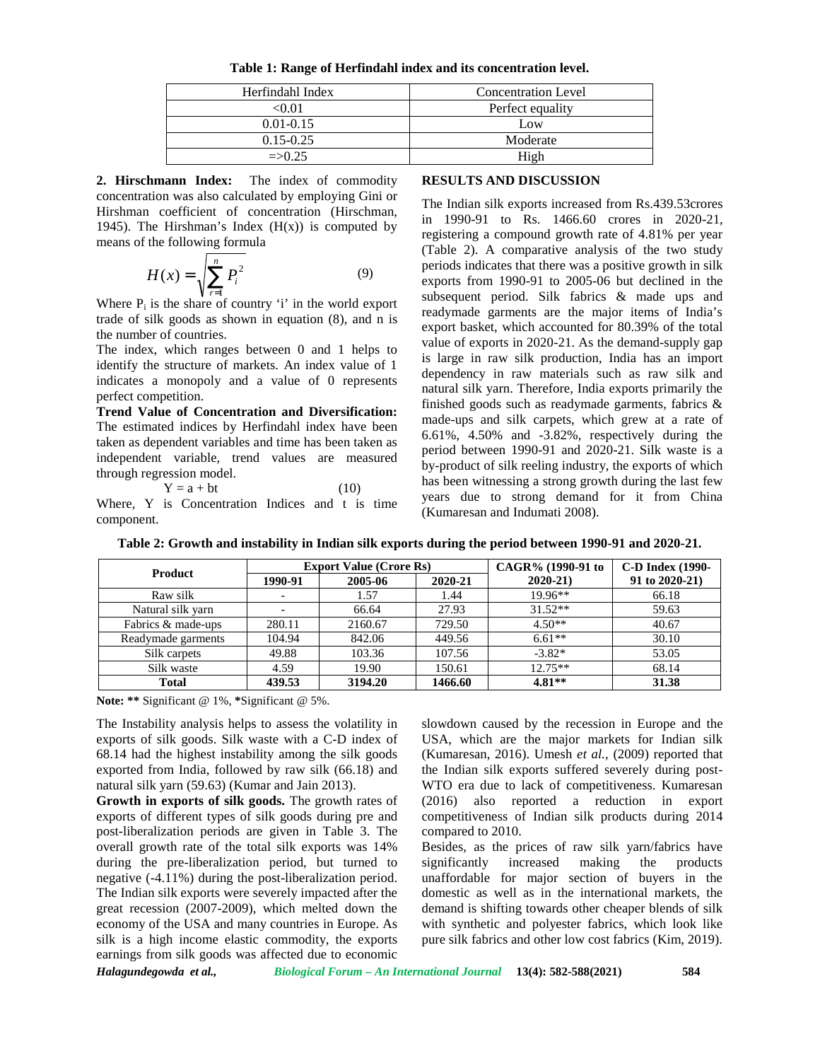**Table 1: Range of Herfindahl index and its concentration level.**

| Herfindahl Index | Concentration Level |
|---|---|
| <0.01 | Perfect equality |
| 0.01-0.15 | Low |
| 0.15-0.25 | Moderate |
| =>0.25 | High |

**2. Hirschmann Index:** The index of commodity concentration was also calculated by employing Gini or Hirshman coefficient of concentration (Hirschman, 1945). The Hirshman's Index (H(x)) is computed by means of the following formula

$$H(x) = \sqrt{\sum_{r=1}^{n} P_i^2} \qquad (9)$$

Where $P_i$ is the share of country 'i' in the world export trade of silk goods as shown in equation (8), and n is the number of countries.

The index, which ranges between 0 and 1 helps to identify the structure of markets. An index value of 1 indicates a monopoly and a value of 0 represents perfect competition.

**Trend Value of Concentration and Diversification:** The estimated indices by Herfindahl index have been taken as dependent variables and time has been taken as independent variable, trend values are measured through regression model.

$$Y = a + bt \qquad (10)$$

Where, Y is Concentration Indices and t is time component.

## RESULTS AND DISCUSSION

The Indian silk exports increased from Rs.439.53crores in 1990-91 to Rs. 1466.60 crores in 2020-21, registering a compound growth rate of 4.81% per year (Table 2). A comparative analysis of the two study periods indicates that there was a positive growth in silk exports from 1990-91 to 2005-06 but declined in the subsequent period. Silk fabrics & made ups and readymade garments are the major items of India's export basket, which accounted for 80.39% of the total value of exports in 2020-21. As the demand-supply gap is large in raw silk production, India has an import dependency in raw materials such as raw silk and natural silk yarn. Therefore, India exports primarily the finished goods such as readymade garments, fabrics & made-ups and silk carpets, which grew at a rate of 6.61%, 4.50% and -3.82%, respectively during the period between 1990-91 and 2020-21. Silk waste is a by-product of silk reeling industry, the exports of which has been witnessing a strong growth during the last few years due to strong demand for it from China (Kumaresan and Indumati 2008).

**Table 2: Growth and instability in Indian silk exports during the period between 1990-91 and 2020-21.**

| Product | Export Value (Crore Rs) | | | CAGR% (1990-91 to 2020-21) | C-D Index (1990-91 to 2020-21) |
|---|---|---|---|---|---|
| | 1990-91 | 2005-06 | 2020-21 | | |
| Raw silk | - | 1.57 | 1.44 | 19.96** | 66.18 |
| Natural silk yarn | - | 66.64 | 27.93 | 31.52** | 59.63 |
| Fabrics & made-ups | 280.11 | 2160.67 | 729.50 | 4.50** | 40.67 |
| Readymade garments | 104.94 | 842.06 | 449.56 | 6.61** | 30.10 |
| Silk carpets | 49.88 | 103.36 | 107.56 | -3.82* | 53.05 |
| Silk waste | 4.59 | 19.90 | 150.61 | 12.75** | 68.14 |
| **Total** | **439.53** | **3194.20** | **1466.60** | **4.81**** | **31.38** |

**Note:** ** Significant @ 1%, *Significant @ 5%.

The Instability analysis helps to assess the volatility in exports of silk goods. Silk waste with a C-D index of 68.14 had the highest instability among the silk goods exported from India, followed by raw silk (66.18) and natural silk yarn (59.63) (Kumar and Jain 2013).

**Growth in exports of silk goods.** The growth rates of exports of different types of silk goods during pre and post-liberalization periods are given in Table 3. The overall growth rate of the total silk exports was 14% during the pre-liberalization period, but turned to negative (-4.11%) during the post-liberalization period. The Indian silk exports were severely impacted after the great recession (2007-2009), which melted down the economy of the USA and many countries in Europe. As silk is a high income elastic commodity, the exports earnings from silk goods was affected due to economic slowdown caused by the recession in Europe and the USA, which are the major markets for Indian silk (Kumaresan, 2016). Umesh *et al.,* (2009) reported that the Indian silk exports suffered severely during post-WTO era due to lack of competitiveness. Kumaresan (2016) also reported a reduction in export competitiveness of Indian silk products during 2014 compared to 2010.

Besides, as the prices of raw silk yarn/fabrics have significantly increased making the products unaffordable for major section of buyers in the domestic as well as in the international markets, the demand is shifting towards other cheaper blends of silk with synthetic and polyester fabrics, which look like pure silk fabrics and other low cost fabrics (Kim, 2019).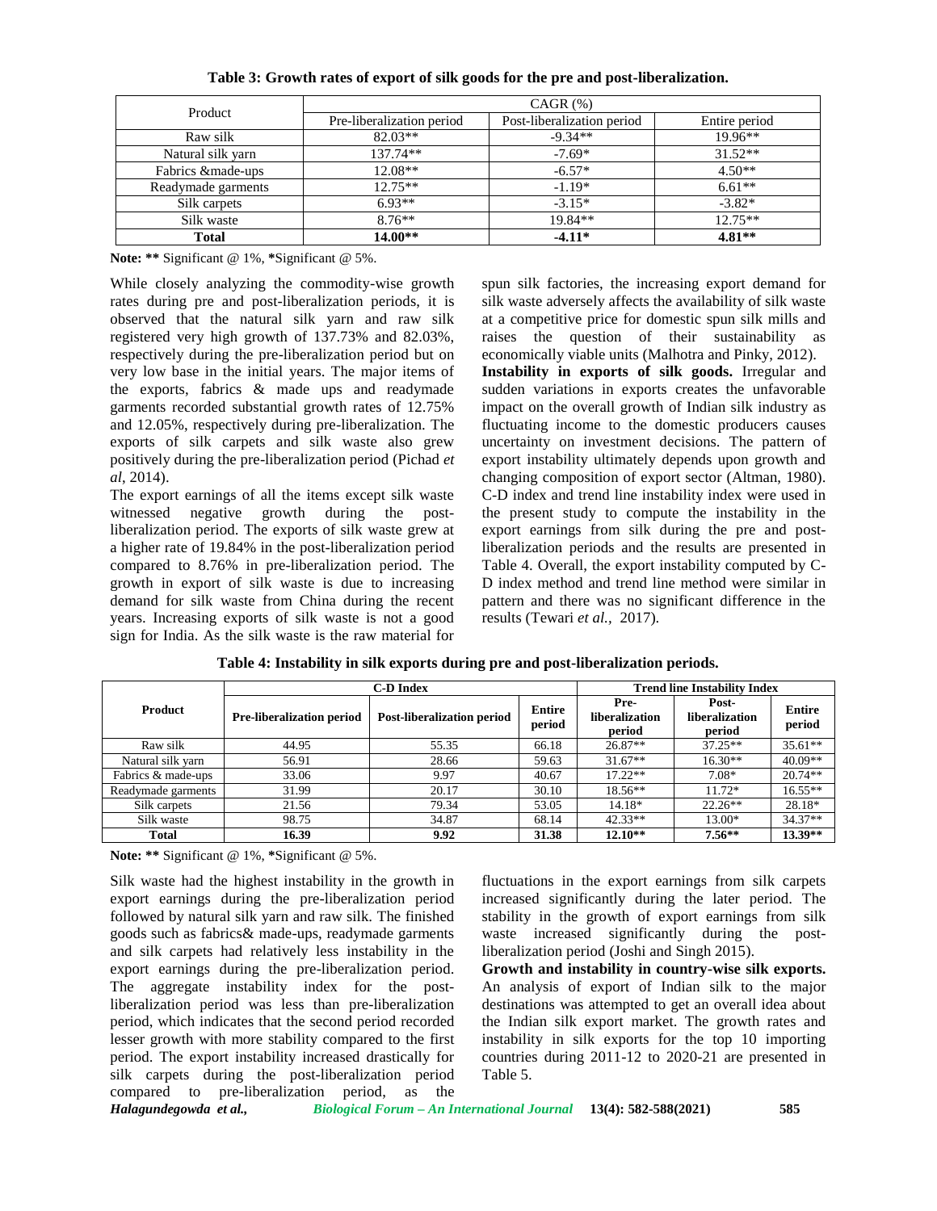**Table 3: Growth rates of export of silk goods for the pre and post-liberalization.**

| Product | CAGR (%) | | |
|---|---|---|---|
| | Pre-liberalization period | Post-liberalization period | Entire period |
| Raw silk | 82.03** | -9.34** | 19.96** |
| Natural silk yarn | 137.74** | -7.69* | 31.52** |
| Fabrics &made-ups | 12.08** | -6.57* | 4.50** |
| Readymade garments | 12.75** | -1.19* | 6.61** |
| Silk carpets | 6.93** | -3.15* | -3.82* |
| Silk waste | 8.76** | 19.84** | 12.75** |
| **Total** | **14.00**** | **-4.11*** | **4.81**** |

**Note:** ** Significant @ 1%, *Significant @ 5%.

While closely analyzing the commodity-wise growth rates during pre and post-liberalization periods, it is observed that the natural silk yarn and raw silk registered very high growth of 137.73% and 82.03%, respectively during the pre-liberalization period but on very low base in the initial years. The major items of the exports, fabrics & made ups and readymade garments recorded substantial growth rates of 12.75% and 12.05%, respectively during pre-liberalization. The exports of silk carpets and silk waste also grew positively during the pre-liberalization period (Pichad *et al*, 2014).

The export earnings of all the items except silk waste witnessed negative growth during the post-liberalization period. The exports of silk waste grew at a higher rate of 19.84% in the post-liberalization period compared to 8.76% in pre-liberalization period. The growth in export of silk waste is due to increasing demand for silk waste from China during the recent years. Increasing exports of silk waste is not a good sign for India. As the silk waste is the raw material for spun silk factories, the increasing export demand for silk waste adversely affects the availability of silk waste at a competitive price for domestic spun silk mills and raises the question of their sustainability as economically viable units (Malhotra and Pinky, 2012).

**Instability in exports of silk goods.** Irregular and sudden variations in exports creates the unfavorable impact on the overall growth of Indian silk industry as fluctuating income to the domestic producers causes uncertainty on investment decisions. The pattern of export instability ultimately depends upon growth and changing composition of export sector (Altman, 1980). C-D index and trend line instability index were used in the present study to compute the instability in the export earnings from silk during the pre and post-liberalization periods and the results are presented in Table 4. Overall, the export instability computed by C-D index method and trend line method were similar in pattern and there was no significant difference in the results (Tewari *et al.,* 2017).

**Table 4: Instability in silk exports during pre and post-liberalization periods.**

| Product | C-D Index | | | Trend line Instability Index | | |
|---|---|---|---|---|---|---|
| | Pre-liberalization period | Post-liberalization period | Entire period | Pre-liberalization period | Post-liberalization period | Entire period |
| Raw silk | 44.95 | 55.35 | 66.18 | 26.87** | 37.25** | 35.61** |
| Natural silk yarn | 56.91 | 28.66 | 59.63 | 31.67** | 16.30** | 40.09** |
| Fabrics & made-ups | 33.06 | 9.97 | 40.67 | 17.22** | 7.08* | 20.74** |
| Readymade garments | 31.99 | 20.17 | 30.10 | 18.56** | 11.72* | 16.55** |
| Silk carpets | 21.56 | 79.34 | 53.05 | 14.18* | 22.26** | 28.18* |
| Silk waste | 98.75 | 34.87 | 68.14 | 42.33** | 13.00* | 34.37** |
| **Total** | **16.39** | **9.92** | **31.38** | **12.10**** | **7.56**** | **13.39**** |

**Note:** ** Significant @ 1%, *Significant @ 5%.

Silk waste had the highest instability in the growth in export earnings during the pre-liberalization period followed by natural silk yarn and raw silk. The finished goods such as fabrics& made-ups, readymade garments and silk carpets had relatively less instability in the export earnings during the pre-liberalization period. The aggregate instability index for the post-liberalization period was less than pre-liberalization period, which indicates that the second period recorded lesser growth with more stability compared to the first period. The export instability increased drastically for silk carpets during the post-liberalization period compared to pre-liberalization period, as the fluctuations in the export earnings from silk carpets increased significantly during the later period. The stability in the growth of export earnings from silk waste increased significantly during the post-liberalization period (Joshi and Singh 2015).

**Growth and instability in country-wise silk exports.** An analysis of export of Indian silk to the major destinations was attempted to get an overall idea about the Indian silk export market. The growth rates and instability in silk exports for the top 10 importing countries during 2011-12 to 2020-21 are presented in Table 5.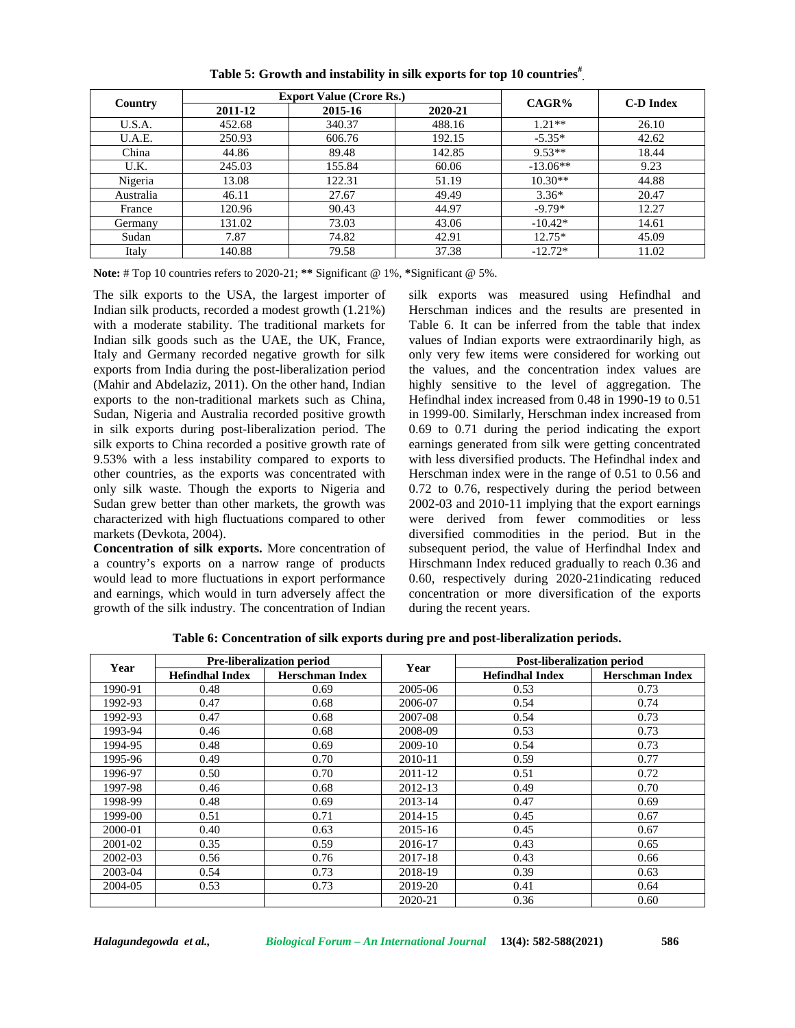**Table 5: Growth and instability in silk exports for top 10 countries[#].**

| Country | Export Value (Crore Rs.) | | | CAGR% | C-D Index |
|---|---|---|---|---|---|
| | 2011-12 | 2015-16 | 2020-21 | | |
| U.S.A. | 452.68 | 340.37 | 488.16 | 1.21** | 26.10 |
| U.A.E. | 250.93 | 606.76 | 192.15 | -5.35* | 42.62 |
| China | 44.86 | 89.48 | 142.85 | 9.53** | 18.44 |
| U.K. | 245.03 | 155.84 | 60.06 | -13.06** | 9.23 |
| Nigeria | 13.08 | 122.31 | 51.19 | 10.30** | 44.88 |
| Australia | 46.11 | 27.67 | 49.49 | 3.36* | 20.47 |
| France | 120.96 | 90.43 | 44.97 | -9.79* | 12.27 |
| Germany | 131.02 | 73.03 | 43.06 | -10.42* | 14.61 |
| Sudan | 7.87 | 74.82 | 42.91 | 12.75* | 45.09 |
| Italy | 140.88 | 79.58 | 37.38 | -12.72* | 11.02 |

**Note:** # Top 10 countries refers to 2020-21; **\*\*** Significant @ 1%, **\***Significant @ 5%.

The silk exports to the USA, the largest importer of Indian silk products, recorded a modest growth (1.21%) with a moderate stability. The traditional markets for Indian silk goods such as the UAE, the UK, France, Italy and Germany recorded negative growth for silk exports from India during the post-liberalization period (Mahir and Abdelaziz, 2011). On the other hand, Indian exports to the non-traditional markets such as China, Sudan, Nigeria and Australia recorded positive growth in silk exports during post-liberalization period. The silk exports to China recorded a positive growth rate of 9.53% with a less instability compared to exports to other countries, as the exports was concentrated with only silk waste. Though the exports to Nigeria and Sudan grew better than other markets, the growth was characterized with high fluctuations compared to other markets (Devkota, 2004).

**Concentration of silk exports.** More concentration of a country's exports on a narrow range of products would lead to more fluctuations in export performance and earnings, which would in turn adversely affect the growth of the silk industry. The concentration of Indian silk exports was measured using Hefindhal and Herschman indices and the results are presented in Table 6. It can be inferred from the table that index values of Indian exports were extraordinarily high, as only very few items were considered for working out the values, and the concentration index values are highly sensitive to the level of aggregation. The Hefindhal index increased from 0.48 in 1990-19 to 0.51 in 1999-00. Similarly, Herschman index increased from 0.69 to 0.71 during the period indicating the export earnings generated from silk were getting concentrated with less diversified products. The Hefindhal index and Herschman index were in the range of 0.51 to 0.56 and 0.72 to 0.76, respectively during the period between 2002-03 and 2010-11 implying that the export earnings were derived from fewer commodities or less diversified commodities in the period. But in the subsequent period, the value of Herfindhal Index and Hirschmann Index reduced gradually to reach 0.36 and 0.60, respectively during 2020-21indicating reduced concentration or more diversification of the exports during the recent years.

**Table 6: Concentration of silk exports during pre and post-liberalization periods.**

| Year | Pre-liberalization period | | Year | Post-liberalization period | |
|---|---|---|---|---|---|
| | Hefindhal Index | Herschman Index | | Hefindhal Index | Herschman Index |
| 1990-91 | 0.48 | 0.69 | 2005-06 | 0.53 | 0.73 |
| 1992-93 | 0.47 | 0.68 | 2006-07 | 0.54 | 0.74 |
| 1992-93 | 0.47 | 0.68 | 2007-08 | 0.54 | 0.73 |
| 1993-94 | 0.46 | 0.68 | 2008-09 | 0.53 | 0.73 |
| 1994-95 | 0.48 | 0.69 | 2009-10 | 0.54 | 0.73 |
| 1995-96 | 0.49 | 0.70 | 2010-11 | 0.59 | 0.77 |
| 1996-97 | 0.50 | 0.70 | 2011-12 | 0.51 | 0.72 |
| 1997-98 | 0.46 | 0.68 | 2012-13 | 0.49 | 0.70 |
| 1998-99 | 0.48 | 0.69 | 2013-14 | 0.47 | 0.69 |
| 1999-00 | 0.51 | 0.71 | 2014-15 | 0.45 | 0.67 |
| 2000-01 | 0.40 | 0.63 | 2015-16 | 0.45 | 0.67 |
| 2001-02 | 0.35 | 0.59 | 2016-17 | 0.43 | 0.65 |
| 2002-03 | 0.56 | 0.76 | 2017-18 | 0.43 | 0.66 |
| 2003-04 | 0.54 | 0.73 | 2018-19 | 0.39 | 0.63 |
| 2004-05 | 0.53 | 0.73 | 2019-20 | 0.41 | 0.64 |
| | | | 2020-21 | 0.36 | 0.60 |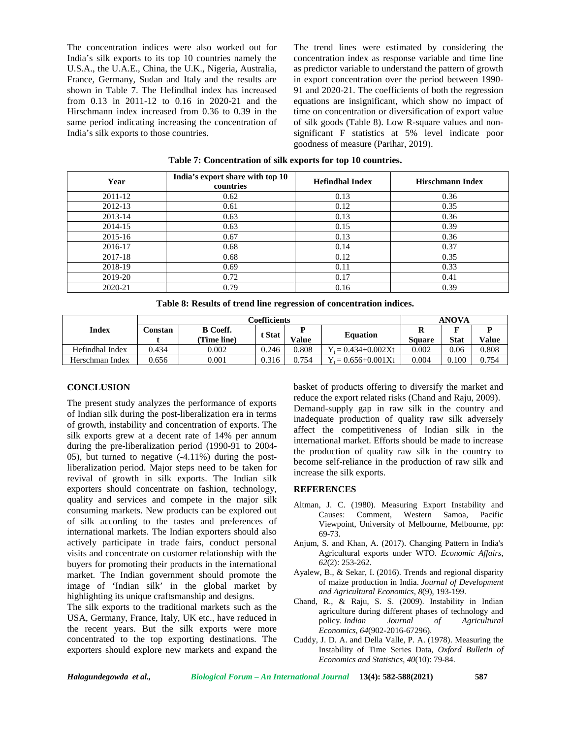The concentration indices were also worked out for India's silk exports to its top 10 countries namely the U.S.A., the U.A.E., China, the U.K., Nigeria, Australia, France, Germany, Sudan and Italy and the results are shown in Table 7. The Hefindhal index has increased from 0.13 in 2011-12 to 0.16 in 2020-21 and the Hirschmann index increased from 0.36 to 0.39 in the same period indicating increasing the concentration of India's silk exports to those countries.

The trend lines were estimated by considering the concentration index as response variable and time line as predictor variable to understand the pattern of growth in export concentration over the period between 1990-91 and 2020-21. The coefficients of both the regression equations are insignificant, which show no impact of time on concentration or diversification of export value of silk goods (Table 8). Low R-square values and non-significant F statistics at 5% level indicate poor goodness of measure (Parihar, 2019).

**Table 7: Concentration of silk exports for top 10 countries.**

| Year | India's export share with top 10 countries | Hefindhal Index | Hirschmann Index |
|---|---|---|---|
| 2011-12 | 0.62 | 0.13 | 0.36 |
| 2012-13 | 0.61 | 0.12 | 0.35 |
| 2013-14 | 0.63 | 0.13 | 0.36 |
| 2014-15 | 0.63 | 0.15 | 0.39 |
| 2015-16 | 0.67 | 0.13 | 0.36 |
| 2016-17 | 0.68 | 0.14 | 0.37 |
| 2017-18 | 0.68 | 0.12 | 0.35 |
| 2018-19 | 0.69 | 0.11 | 0.33 |
| 2019-20 | 0.72 | 0.17 | 0.41 |
| 2020-21 | 0.79 | 0.16 | 0.39 |

**Table 8: Results of trend line regression of concentration indices.**

| Index | Coefficients | | | | | ANOVA | | |
|---|---|---|---|---|---|---|---|---|
| | Constant | B Coeff. (Time line) | t Stat | P Value | Equation | R Square | F Stat | P Value |
| Hefindhal Index | 0.434 | 0.002 | 0.246 | 0.808 | $Y_t = 0.434+0.002Xt$ | 0.002 | 0.06 | 0.808 |
| Herschman Index | 0.656 | 0.001 | 0.316 | 0.754 | $Y_t = 0.656+0.001Xt$ | 0.004 | 0.100 | 0.754 |

## CONCLUSION

The present study analyzes the performance of exports of Indian silk during the post-liberalization era in terms of growth, instability and concentration of exports. The silk exports grew at a decent rate of 14% per annum during the pre-liberalization period (1990-91 to 2004-05), but turned to negative (-4.11%) during the post-liberalization period. Major steps need to be taken for revival of growth in silk exports. The Indian silk exporters should concentrate on fashion, technology, quality and services and compete in the major silk consuming markets. New products can be explored out of silk according to the tastes and preferences of international markets. The Indian exporters should also actively participate in trade fairs, conduct personal visits and concentrate on customer relationship with the buyers for promoting their products in the international market. The Indian government should promote the image of 'Indian silk' in the global market by highlighting its unique craftsmanship and designs.

The silk exports to the traditional markets such as the USA, Germany, France, Italy, UK etc., have reduced in the recent years. But the silk exports were more concentrated to the top exporting destinations. The exporters should explore new markets and expand the basket of products offering to diversify the market and reduce the export related risks (Chand and Raju, 2009). Demand-supply gap in raw silk in the country and inadequate production of quality raw silk adversely affect the competitiveness of Indian silk in the international market. Efforts should be made to increase the production of quality raw silk in the country to become self-reliance in the production of raw silk and increase the silk exports.

## REFERENCES

Altman, J. C. (1980). Measuring Export Instability and Causes: Comment, Western Samoa, Pacific Viewpoint, University of Melbourne, Melbourne, pp: 69-73.

Anjum, S. and Khan, A. (2017). Changing Pattern in India's Agricultural exports under WTO. *Economic Affairs*, *62*(2): 253-262.

Ayalew, B., & Sekar, I. (2016). Trends and regional disparity of maize production in India. *Journal of Development and Agricultural Economics*, *8*(9), 193-199.

Chand, R., & Raju, S. S. (2009). Instability in Indian agriculture during different phases of technology and policy. *Indian Journal of Agricultural Economics*, *64*(902-2016-67296).

Cuddy, J. D. A. and Della Valle, P. A. (1978). Measuring the Instability of Time Series Data, *Oxford Bulletin of Economics and Statistics*, *40*(10): 79-84.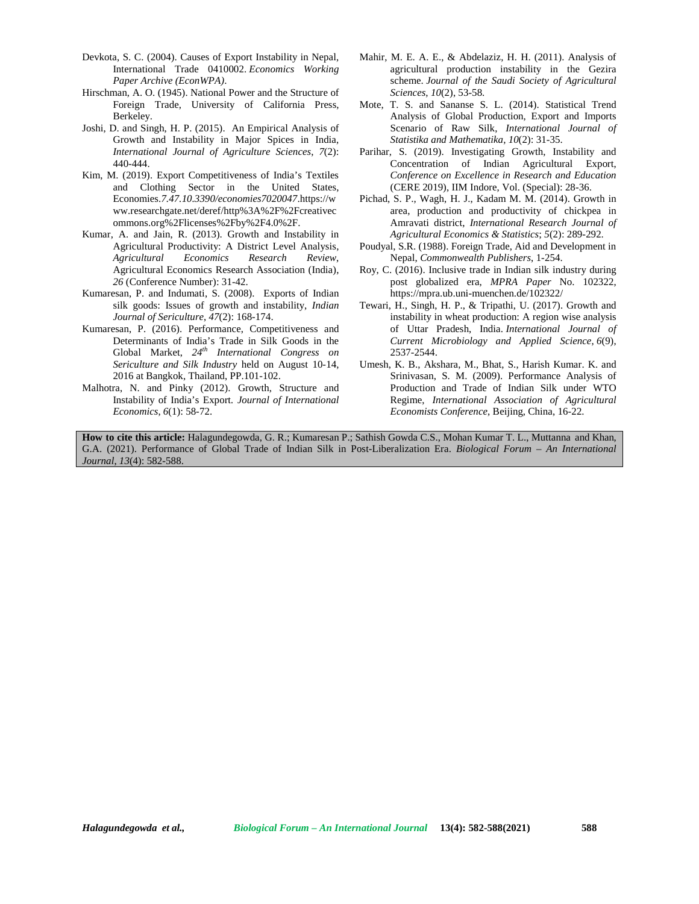Devkota, S. C. (2004). Causes of Export Instability in Nepal, International Trade 0410002. *Economics Working Paper Archive (EconWPA)*.

Hirschman, A. O. (1945). National Power and the Structure of Foreign Trade, University of California Press, Berkeley.

Joshi, D. and Singh, H. P. (2015). An Empirical Analysis of Growth and Instability in Major Spices in India, *International Journal of Agriculture Sciences*, *7*(2): 440-444.

Kim, M. (2019). Export Competitiveness of India's Textiles and Clothing Sector in the United States, Economies.*7.47.10.3390/economies7020047*.https://www.researchgate.net/deref/http%3A%2F%2Fcreativecommons.org%2Flicenses%2Fby%2F4.0%2F.

Kumar, A. and Jain, R. (2013). Growth and Instability in Agricultural Productivity: A District Level Analysis, *Agricultural Economics Research Review*, Agricultural Economics Research Association (India), *26* (Conference Number): 31-42.

Kumaresan, P. and Indumati, S. (2008). Exports of Indian silk goods: Issues of growth and instability, *Indian Journal of Sericulture*, *47*(2): 168-174.

Kumaresan, P. (2016). Performance, Competitiveness and Determinants of India's Trade in Silk Goods in the Global Market, *24th International Congress on Sericulture and Silk Industry* held on August 10-14, 2016 at Bangkok, Thailand, PP.101-102.

Malhotra, N. and Pinky (2012). Growth, Structure and Instability of India's Export. *Journal of International Economics*, *6*(1): 58-72.

Mahir, M. E. A. E., & Abdelaziz, H. H. (2011). Analysis of agricultural production instability in the Gezira scheme. *Journal of the Saudi Society of Agricultural Sciences*, *10*(2), 53-58.

Mote, T. S. and Sananse S. L. (2014). Statistical Trend Analysis of Global Production, Export and Imports Scenario of Raw Silk, *International Journal of Statistika and Mathematika*, *10*(2): 31-35.

Parihar, S. (2019). Investigating Growth, Instability and Concentration of Indian Agricultural Export, *Conference on Excellence in Research and Education* (CERE 2019), IIM Indore, Vol. (Special): 28-36.

Pichad, S. P., Wagh, H. J., Kadam M. M. (2014). Growth in area, production and productivity of chickpea in Amravati district, *International Research Journal of Agricultural Economics & Statistics*; *5*(2): 289-292.

Poudyal, S.R. (1988). Foreign Trade, Aid and Development in Nepal, *Commonwealth Publishers*, 1-254.

Roy, C. (2016). Inclusive trade in Indian silk industry during post globalized era, *MPRA Paper* No. 102322, https://mpra.ub.uni-muenchen.de/102322/

Tewari, H., Singh, H. P., & Tripathi, U. (2017). Growth and instability in wheat production: A region wise analysis of Uttar Pradesh, India. *International Journal of Current Microbiology and Applied Science*, *6*(9), 2537-2544.

Umesh, K. B., Akshara, M., Bhat, S., Harish Kumar. K. and Srinivasan, S. M. (2009). Performance Analysis of Production and Trade of Indian Silk under WTO Regime, *International Association of Agricultural Economists Conference*, Beijing, China, 16-22.

**How to cite this article:** Halagundegowda, G. R.; Kumaresan P.; Sathish Gowda C.S., Mohan Kumar T. L., Muttanna and Khan, G.A. (2021). Performance of Global Trade of Indian Silk in Post-Liberalization Era. *Biological Forum – An International Journal*, *13*(4): 582-588.